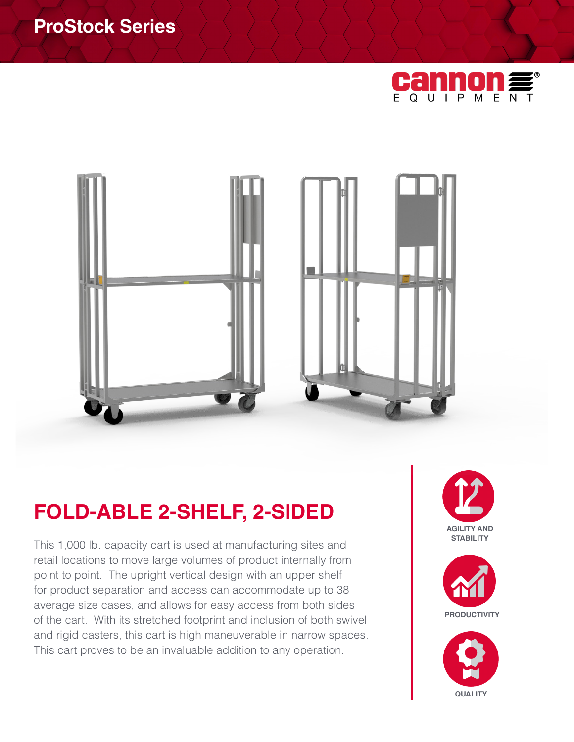ProStock Series

cannon EQUIPMENT

# FOLD-ABLE 2-SHELF, 2-SIDED

This 1,000 lb. capacity cart is used at manufacturing sites and retail locations to move large volumes of product internally from point to point. The upright vertical design with an upper shelf for product separation and access can accommodate up to 38 average size cases, and allows for easy access from both sides of the cart. With its stretched footprint and inclusion of both swivel and rigid casters, this cart is high maneuverable in narrow spaces. This cart proves to be an invaluable addition to any operation.

AGILITY AND STABILITY

PRODUCTIVITY

QUALITY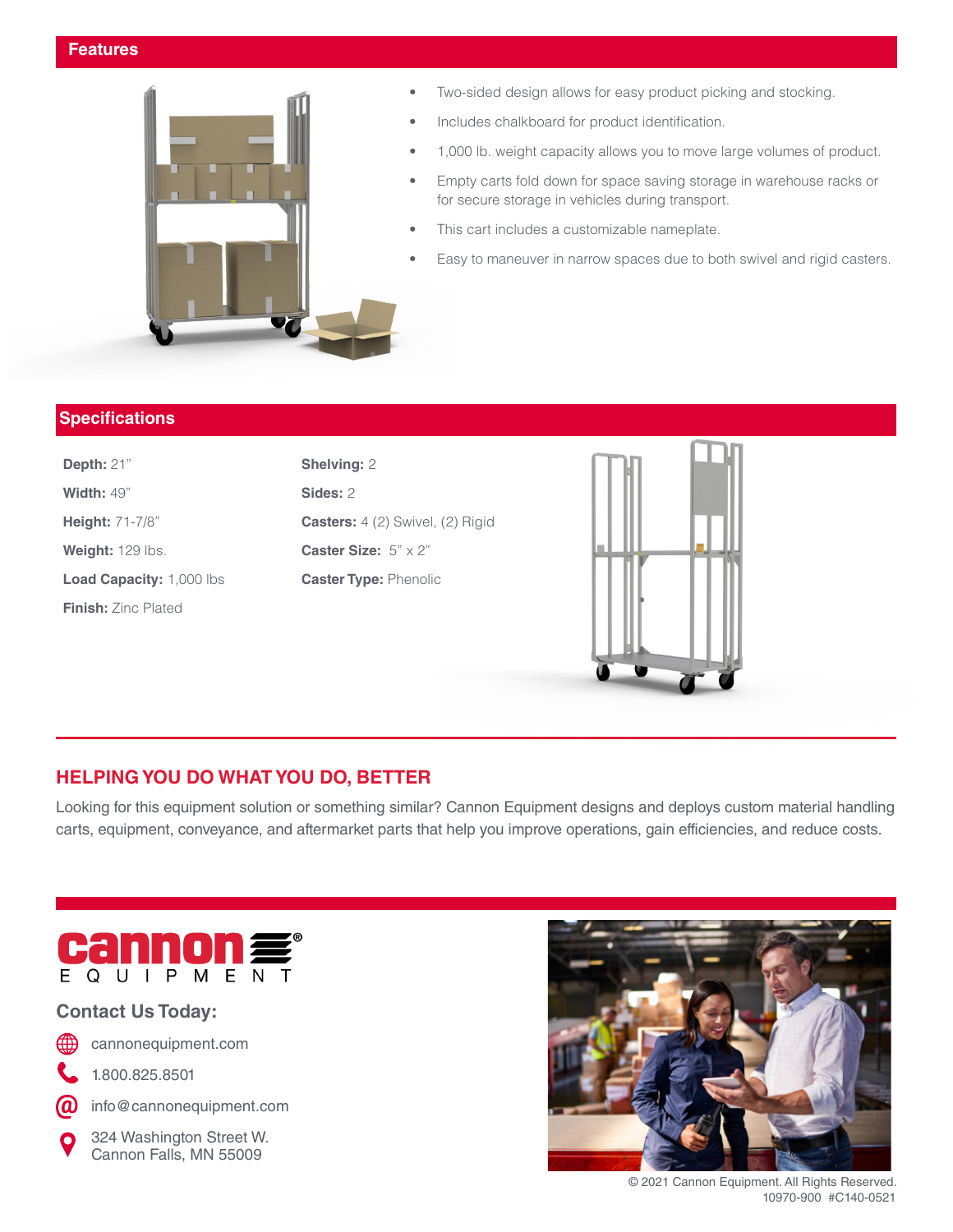## Features

- Two-sided design allows for easy product picking and stocking.
- Includes chalkboard for product identification.
- 1,000 lb. weight capacity allows you to move large volumes of product.
- Empty carts fold down for space saving storage in warehouse racks or for secure storage in vehicles during transport.
- This cart includes a customizable nameplate.
- Easy to maneuver in narrow spaces due to both swivel and rigid casters.

## Specifications

**Depth:** 21"

**Width:** 49"

**Height:** 71-7/8"

**Weight:** 129 lbs.

**Load Capacity:** 1,000 lbs

**Finish:** Zinc Plated

**Shelving:** 2

**Sides:** 2

**Casters:** 4 (2) Swivel, (2) Rigid

**Caster Size:** 5" x 2"

**Caster Type:** Phenolic

## HELPING YOU DO WHAT YOU DO, BETTER

Looking for this equipment solution or something similar? Cannon Equipment designs and deploys custom material handling carts, equipment, conveyance, and aftermarket parts that help you improve operations, gain efficiencies, and reduce costs.

cannon® EQUIPMENT

### Contact Us Today:

cannonequipment.com

1.800.825.8501

info@cannonequipment.com

324 Washington Street W.
Cannon Falls, MN 55009

© 2021 Cannon Equipment. All Rights Reserved.
10970-900 #C140-0521